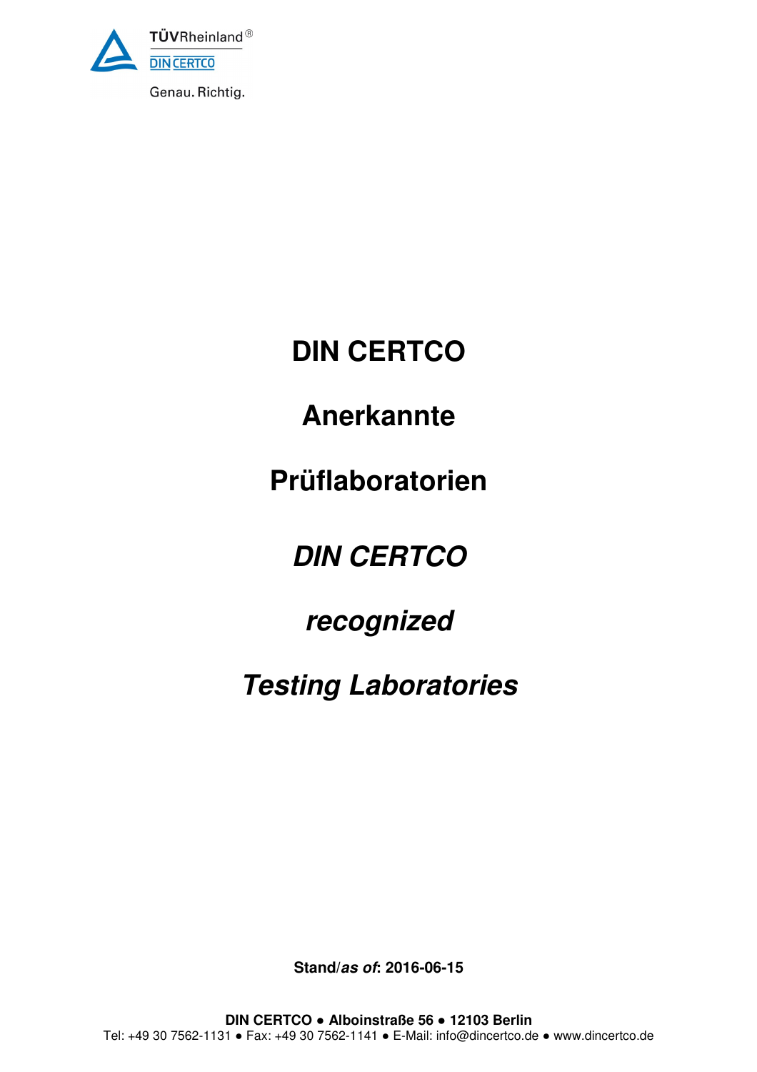TÜVRheinland®
DIN CERTCO
Genau. Richtig.

# DIN CERTCO

# Anerkannte

# Prüflaboratorien

# *DIN CERTCO*

# *recognized*

# *Testing Laboratories*

**Stand/*as of*: 2016-06-15**

**DIN CERTCO ● Alboinstraße 56 ● 12103 Berlin**
Tel: +49 30 7562-1131 ● Fax: +49 30 7562-1141 ● E-Mail: info@dincertco.de ● www.dincertco.de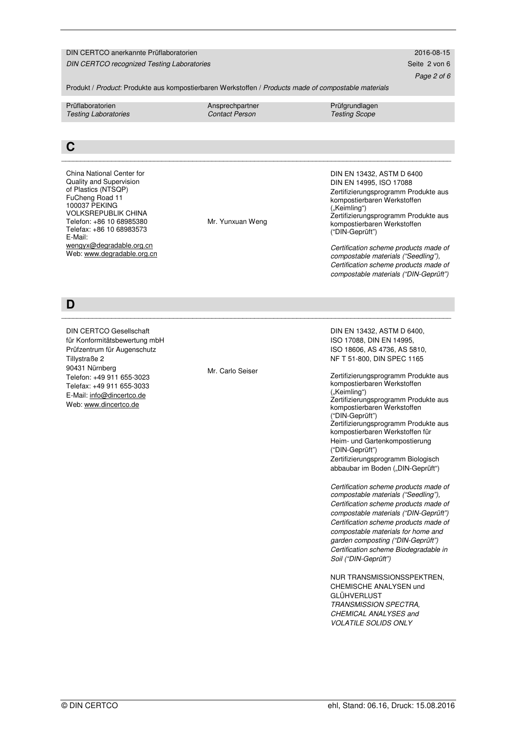Produkt / *Product*: Produkte aus kompostierbaren Werkstoffen / *Products made of compostable materials*

| Prüflaboratorien<br>*Testing Laboratories* | Ansprechpartner<br>*Contact Person* | Prüfgrundlagen<br>*Testing Scope* |
|---|---|---|

## C

| | | |
|---|---|---|
| China National Center for Quality and Supervision of Plastics (NTSQP)<br>FuCheng Road 11<br>100037 PEKING<br>VOLKSREPUBLIK CHINA<br>Telefon: +86 10 68985380<br>Telefax: +86 10 68983573<br>E-Mail: wengyx@degradable.org.cn<br>Web: www.degradable.org.cn | Mr. Yunxuan Weng | DIN EN 13432, ASTM D 6400<br>DIN EN 14995, ISO 17088<br>Zertifizierungsprogramm Produkte aus kompostierbaren Werkstoffen („Keimling")<br>Zertifizierungsprogramm Produkte aus kompostierbaren Werkstoffen ("DIN-Geprüft")<br><br>*Certification scheme products made of compostable materials ("Seedling"), Certification scheme products made of compostable materials ("DIN-Geprüft")* |

## D

| | | |
|---|---|---|
| DIN CERTCO Gesellschaft für Konformitätsbewertung mbH<br>Prüfzentrum für Augenschutz<br>Tillystraße 2<br>90431 Nürnberg<br>Telefon: +49 911 655-3023<br>Telefax: +49 911 655-3033<br>E-Mail: info@dincertco.de<br>Web: www.dincertco.de | Mr. Carlo Seiser | DIN EN 13432, ASTM D 6400, ISO 17088, DIN EN 14995, ISO 18606, AS 4736, AS 5810, NF T 51-800, DIN SPEC 1165<br><br>Zertifizierungsprogramm Produkte aus kompostierbaren Werkstoffen („Keimling")<br>Zertifizierungsprogramm Produkte aus kompostierbaren Werkstoffen ("DIN-Geprüft")<br>Zertifizierungsprogramm Produkte aus kompostierbaren Werkstoffen für Heim- und Gartenkompostierung ("DIN-Geprüft")<br>Zertifizierungsprogramm Biologisch abbaubar im Boden („DIN-Geprüft")<br><br>*Certification scheme products made of compostable materials ("Seedling"), Certification scheme products made of compostable materials ("DIN-Geprüft") Certification scheme products made of compostable materials for home and garden composting ("DIN-Geprüft") Certification scheme Biodegradable in Soil ("DIN-Geprüft")*<br><br>NUR TRANSMISSIONSSPEKTREN, CHEMISCHE ANALYSEN und GLÜHVERLUST<br>*TRANSMISSION SPECTRA, CHEMICAL ANALYSES and VOLATILE SOLIDS ONLY* |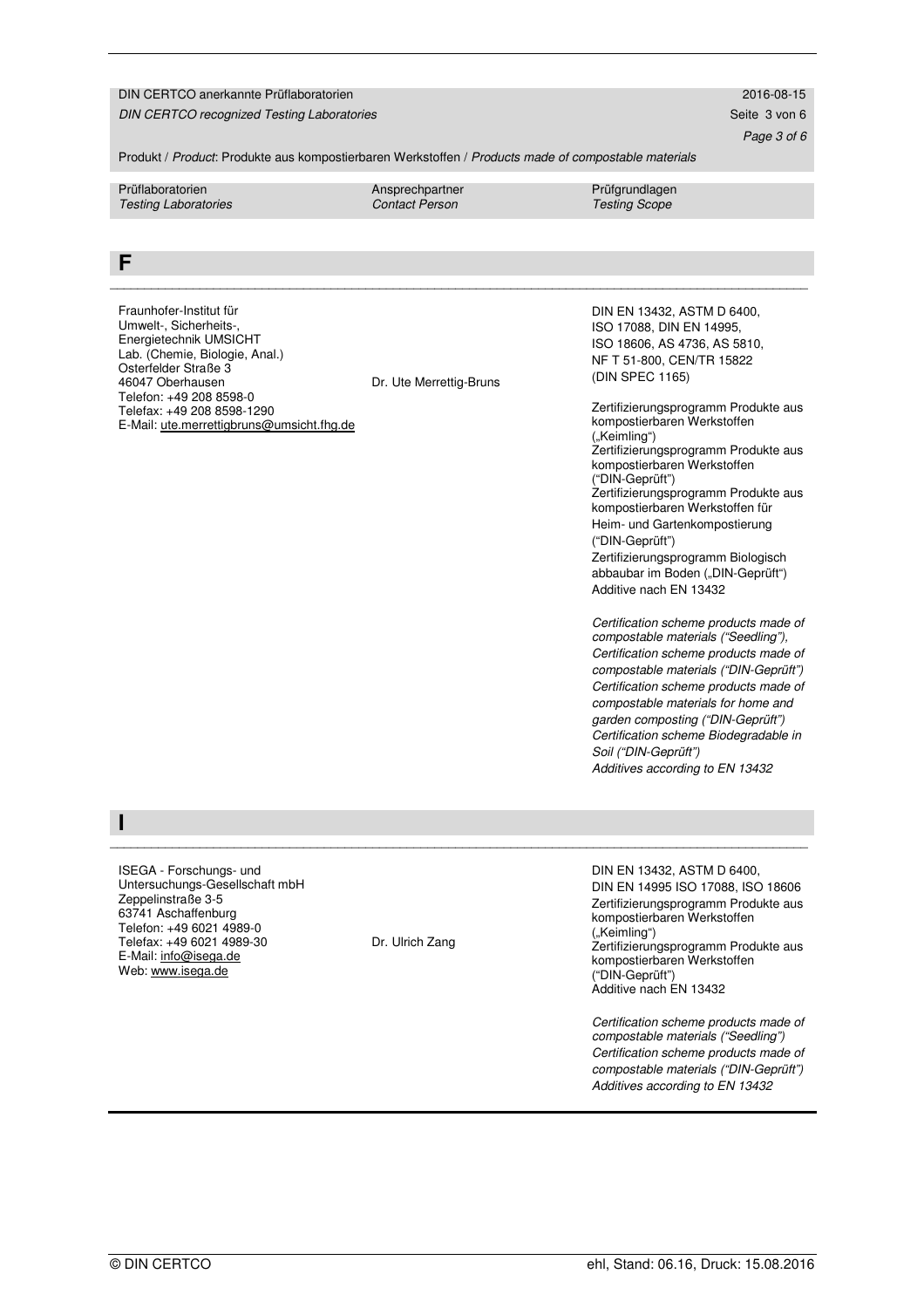Produkt / *Product*: Produkte aus kompostierbaren Werkstoffen / *Products made of compostable materials*

| Prüflaboratorien<br>*Testing Laboratories* | Ansprechpartner<br>*Contact Person* | Prüfgrundlagen<br>*Testing Scope* |
|---|---|---|
| **F** | | |
| Fraunhofer-Institut für Umwelt-, Sicherheits-, Energietechnik UMSICHT<br>Lab. (Chemie, Biologie, Anal.)<br>Osterfelder Straße 3<br>46047 Oberhausen<br>Telefon: +49 208 8598-0<br>Telefax: +49 208 8598-1290<br>E-Mail: ute.merrettigbruns@umsicht.fhg.de | Dr. Ute Merrettig-Bruns | DIN EN 13432, ASTM D 6400, ISO 17088, DIN EN 14995, ISO 18606, AS 4736, AS 5810, NF T 51-800, CEN/TR 15822 (DIN SPEC 1165)<br><br>Zertifizierungsprogramm Produkte aus kompostierbaren Werkstoffen („Keimling")<br>Zertifizierungsprogramm Produkte aus kompostierbaren Werkstoffen ("DIN-Geprüft")<br>Zertifizierungsprogramm Produkte aus kompostierbaren Werkstoffen für Heim- und Gartenkompostierung ("DIN-Geprüft")<br>Zertifizierungsprogramm Biologisch abbaubar im Boden („DIN-Geprüft")<br>Additive nach EN 13432<br><br>*Certification scheme products made of compostable materials ("Seedling"),*<br>*Certification scheme products made of compostable materials ("DIN-Geprüft")*<br>*Certification scheme products made of compostable materials for home and garden composting ("DIN-Geprüft")*<br>*Certification scheme Biodegradable in Soil ("DIN-Geprüft")*<br>*Additives according to EN 13432* |
| **I** | | |
| ISEGA - Forschungs- und Untersuchungs-Gesellschaft mbH<br>Zeppelinstraße 3-5<br>63741 Aschaffenburg<br>Telefon: +49 6021 4989-0<br>Telefax: +49 6021 4989-30<br>E-Mail: info@isega.de<br>Web: www.isega.de | Dr. Ulrich Zang | DIN EN 13432, ASTM D 6400, DIN EN 14995 ISO 17088, ISO 18606<br>Zertifizierungsprogramm Produkte aus kompostierbaren Werkstoffen („Keimling")<br>Zertifizierungsprogramm Produkte aus kompostierbaren Werkstoffen ("DIN-Geprüft")<br>Additive nach EN 13432<br><br>*Certification scheme products made of compostable materials ("Seedling")*<br>*Certification scheme products made of compostable materials ("DIN-Geprüft")*<br>*Additives according to EN 13432* |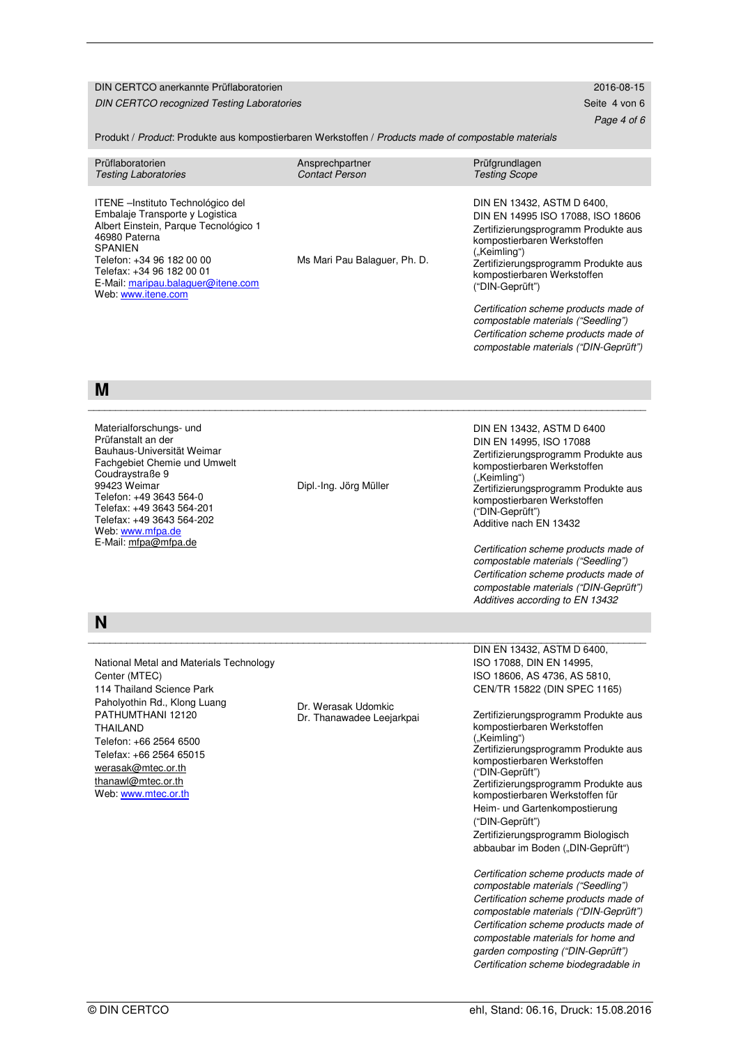Produkt / *Product*: Produkte aus kompostierbaren Werkstoffen / *Products made of compostable materials*

| Prüflaboratorien *Testing Laboratories* | Ansprechpartner *Contact Person* | Prüfgrundlagen *Testing Scope* |
|---|---|---|
| ITENE –Instituto Tecnológico del Embalaje Transporte y Logistica<br>Albert Einstein, Parque Tecnológico 1<br>46980 Paterna<br>SPANIEN<br>Telefon: +34 96 182 00 00<br>Telefax: +34 96 182 00 01<br>E-Mail: maripau.balaguer@itene.com<br>Web: www.itene.com | Ms Mari Pau Balaguer, Ph. D. | DIN EN 13432, ASTM D 6400,<br>DIN EN 14995 ISO 17088, ISO 18606<br>Zertifizierungsprogramm Produkte aus kompostierbaren Werkstoffen („Keimling")<br>Zertifizierungsprogramm Produkte aus kompostierbaren Werkstoffen ("DIN-Geprüft")<br><br>*Certification scheme products made of compostable materials ("Seedling")*<br>*Certification scheme products made of compostable materials ("DIN-Geprüft")* |

## M

| Prüflaboratorien *Testing Laboratories* | Ansprechpartner *Contact Person* | Prüfgrundlagen *Testing Scope* |
|---|---|---|
| Materialforschungs- und Prüfanstalt an der Bauhaus-Universität Weimar<br>Fachgebiet Chemie und Umwelt<br>Coudraystraße 9<br>99423 Weimar<br>Telefon: +49 3643 564-0<br>Telefax: +49 3643 564-201<br>Telefax: +49 3643 564-202<br>Web: www.mfpa.de<br>E-Mail: mfpa@mfpa.de | Dipl.-Ing. Jörg Müller | DIN EN 13432, ASTM D 6400<br>DIN EN 14995, ISO 17088<br>Zertifizierungsprogramm Produkte aus kompostierbaren Werkstoffen („Keimling")<br>Zertifizierungsprogramm Produkte aus kompostierbaren Werkstoffen ("DIN-Geprüft")<br>Additive nach EN 13432<br><br>*Certification scheme products made of compostable materials ("Seedling")*<br>*Certification scheme products made of compostable materials ("DIN-Geprüft")*<br>*Additives according to EN 13432* |

## N

| Prüflaboratorien *Testing Laboratories* | Ansprechpartner *Contact Person* | Prüfgrundlagen *Testing Scope* |
|---|---|---|
| National Metal and Materials Technology Center (MTEC)<br>114 Thailand Science Park<br>Paholyothin Rd., Klong Luang<br>PATHUMTHANI 12120<br>THAILAND<br>Telefon: +66 2564 6500<br>Telefax: +66 2564 65015<br>werasak@mtec.or.th<br>thanawl@mtec.or.th<br>Web: www.mtec.or.th | Dr. Werasak Udomkic<br>Dr. Thanawadee Leejarkpai | DIN EN 13432, ASTM D 6400,<br>ISO 17088, DIN EN 14995,<br>ISO 18606, AS 4736, AS 5810,<br>CEN/TR 15822 (DIN SPEC 1165)<br><br>Zertifizierungsprogramm Produkte aus kompostierbaren Werkstoffen („Keimling")<br>Zertifizierungsprogramm Produkte aus kompostierbaren Werkstoffen ("DIN-Geprüft")<br>Zertifizierungsprogramm Produkte aus kompostierbaren Werkstoffen für Heim- und Gartenkompostierung ("DIN-Geprüft")<br>Zertifizierungsprogramm Biologisch abbaubar im Boden („DIN-Geprüft")<br><br>*Certification scheme products made of compostable materials ("Seedling")*<br>*Certification scheme products made of compostable materials ("DIN-Geprüft")*<br>*Certification scheme products made of compostable materials for home and garden composting ("DIN-Geprüft")*<br>*Certification scheme biodegradable in* |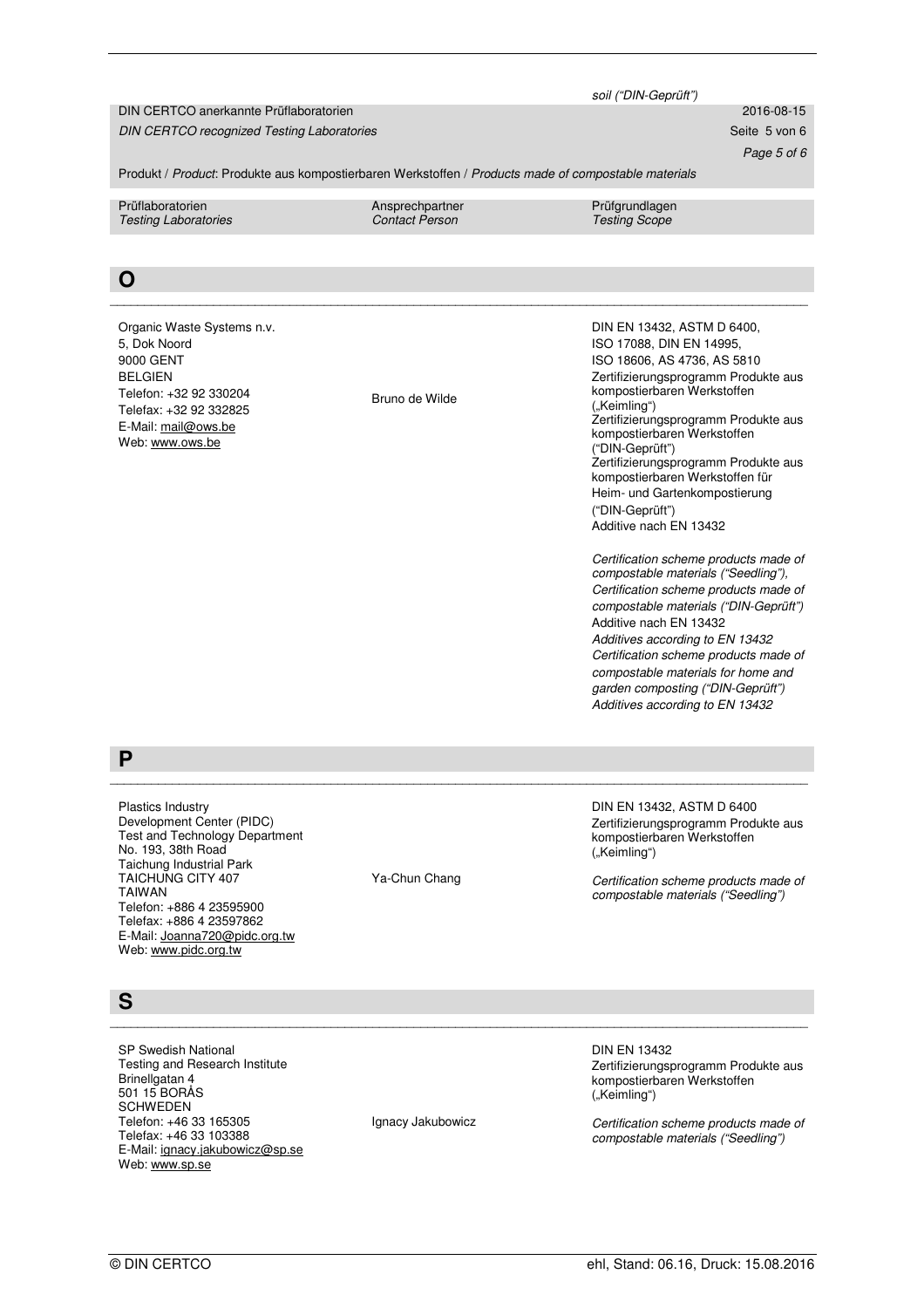soil ("DIN-Geprüft")

Produkt / *Product*: Produkte aus kompostierbaren Werkstoffen / *Products made of compostable materials*

| Prüflaboratorien<br>*Testing Laboratories* | Ansprechpartner<br>*Contact Person* | Prüfgrundlagen<br>*Testing Scope* |
|---|---|---|

## O

| | | |
|---|---|---|
| Organic Waste Systems n.v.<br>5, Dok Noord<br>9000 GENT<br>BELGIEN<br>Telefon: +32 92 330204<br>Telefax: +32 92 332825<br>E-Mail: mail@ows.be<br>Web: www.ows.be | Bruno de Wilde | DIN EN 13432, ASTM D 6400, ISO 17088, DIN EN 14995, ISO 18606, AS 4736, AS 5810<br>Zertifizierungsprogramm Produkte aus kompostierbaren Werkstoffen („Keimling")<br>Zertifizierungsprogramm Produkte aus kompostierbaren Werkstoffen ("DIN-Geprüft")<br>Zertifizierungsprogramm Produkte aus kompostierbaren Werkstoffen für Heim- und Gartenkompostierung ("DIN-Geprüft")<br>Additive nach EN 13432<br><br>*Certification scheme products made of compostable materials ("Seedling"),*<br>*Certification scheme products made of compostable materials ("DIN-Geprüft")*<br>Additive nach EN 13432<br>*Additives according to EN 13432*<br>*Certification scheme products made of compostable materials for home and garden composting ("DIN-Geprüft")*<br>*Additives according to EN 13432* |

## P

| | | |
|---|---|---|
| Plastics Industry Development Center (PIDC)<br>Test and Technology Department<br>No. 193, 38th Road<br>Taichung Industrial Park<br>TAICHUNG CITY 407<br>TAIWAN<br>Telefon: +886 4 23595900<br>Telefax: +886 4 23597862<br>E-Mail: Joanna720@pidc.org.tw<br>Web: www.pidc.org.tw | Ya-Chun Chang | DIN EN 13432, ASTM D 6400<br>Zertifizierungsprogramm Produkte aus kompostierbaren Werkstoffen („Keimling")<br><br>*Certification scheme products made of compostable materials ("Seedling")* |

## S

| | | |
|---|---|---|
| SP Swedish National Testing and Research Institute<br>Brinellgatan 4<br>501 15 BORÅS<br>SCHWEDEN<br>Telefon: +46 33 165305<br>Telefax: +46 33 103388<br>E-Mail: ignacy.jakubowicz@sp.se<br>Web: www.sp.se | Ignacy Jakubowicz | DIN EN 13432<br>Zertifizierungsprogramm Produkte aus kompostierbaren Werkstoffen („Keimling")<br><br>*Certification scheme products made of compostable materials ("Seedling")* |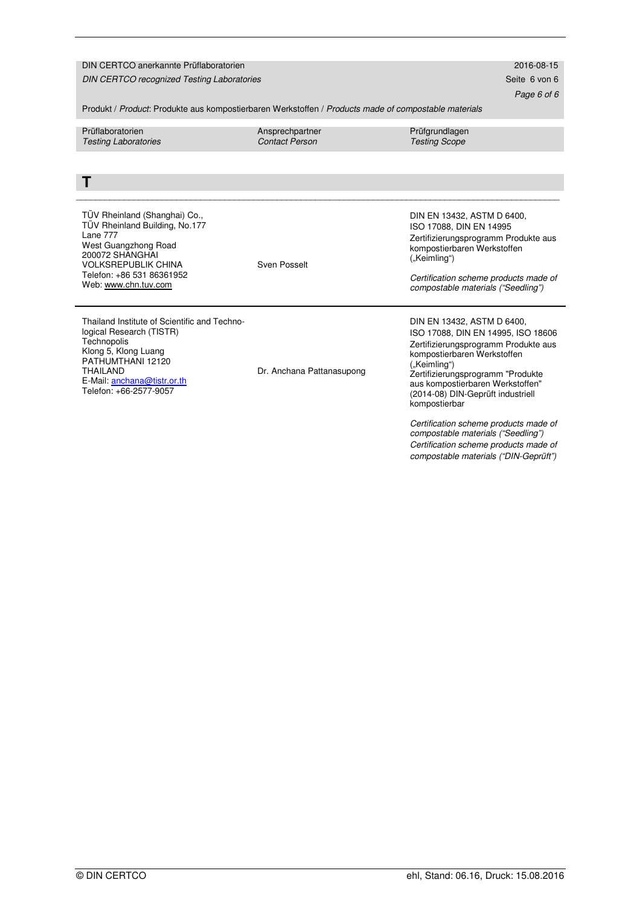Produkt / *Product*: Produkte aus kompostierbaren Werkstoffen / *Products made of compostable materials*

| Prüflaboratorien *Testing Laboratories* | Ansprechpartner *Contact Person* | Prüfgrundlagen *Testing Scope* |
|---|---|---|
| **T** | | |
| TÜV Rheinland (Shanghai) Co., TÜV Rheinland Building, No.177 Lane 777 West Guangzhong Road 200072 SHANGHAI VOLKSREPUBLIK CHINA Telefon: +86 531 86361952 Web: www.chn.tuv.com | Sven Posselt | DIN EN 13432, ASTM D 6400, ISO 17088, DIN EN 14995 Zertifizierungsprogramm Produkte aus kompostierbaren Werkstoffen („Keimling") *Certification scheme products made of compostable materials ("Seedling")* |
| Thailand Institute of Scientific and Technological Research (TISTR) Technopolis Klong 5, Klong Luang PATHUMTHANI 12120 THAILAND E-Mail: anchana@tistr.or.th Telefon: +66-2577-9057 | Dr. Anchana Pattanasupong | DIN EN 13432, ASTM D 6400, ISO 17088, DIN EN 14995, ISO 18606 Zertifizierungsprogramm Produkte aus kompostierbaren Werkstoffen („Keimling") Zertifizierungsprogramm "Produkte aus kompostierbaren Werkstoffen" (2014-08) DIN-Geprüft industriell kompostierbar *Certification scheme products made of compostable materials ("Seedling")* *Certification scheme products made of compostable materials ("DIN-Geprüft")* |